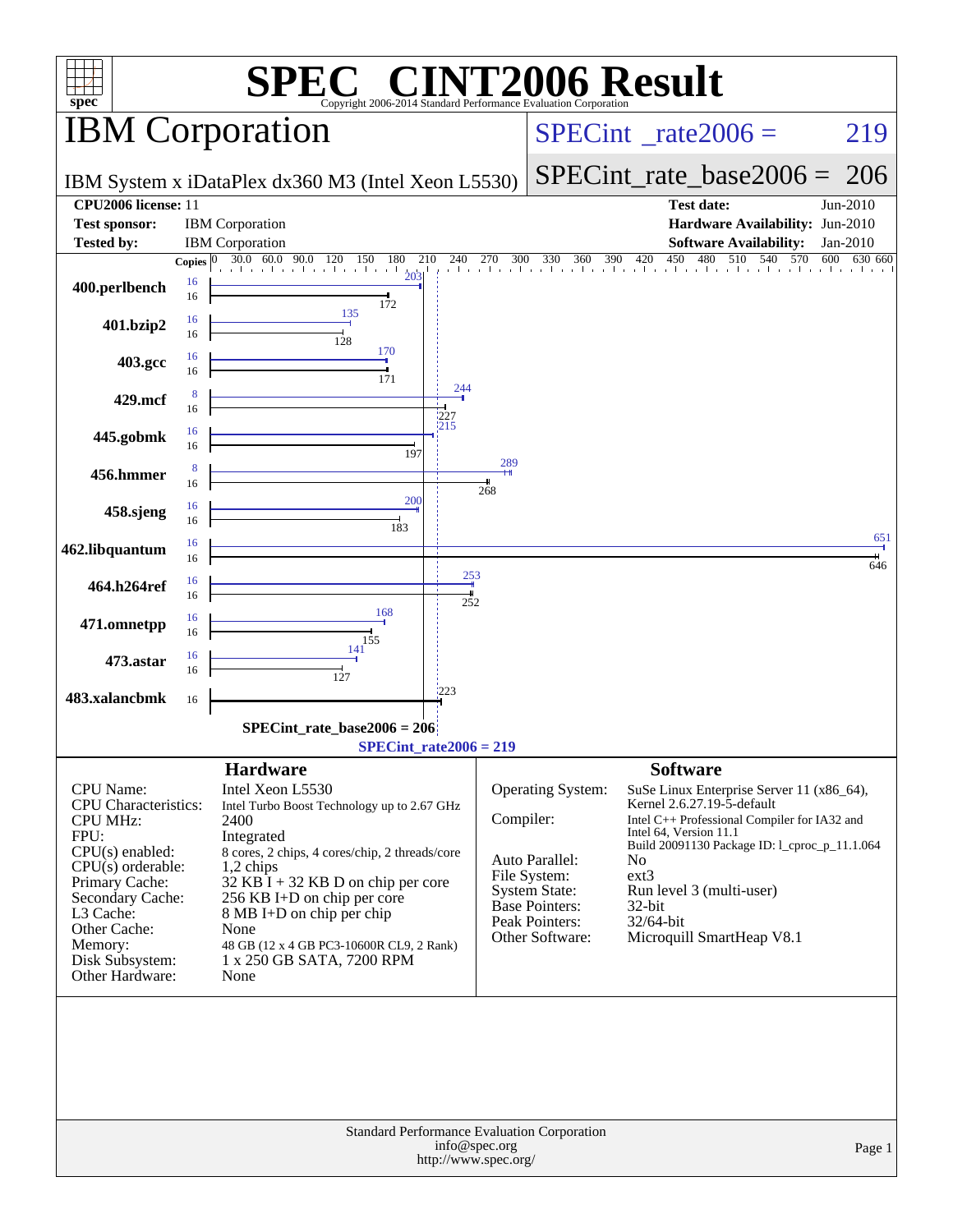# SPEC CINT2006 Result

Copyright 2006-2014 Standard Performance Evaluation Corporation

## IBM Corporation

IBM System x iDataPlex dx360 M3 (Intel Xeon L5530)

SPECint_rate2006 = 219

SPECint_rate_base2006 = 206

| | | | |
|---|---|---|---|
| **CPU2006 license:** 11 | | **Test date:** | Jun-2010 |
| **Test sponsor:** | IBM Corporation | **Hardware Availability:** | Jun-2010 |
| **Tested by:** | IBM Corporation | **Software Availability:** | Jan-2010 |

| Benchmark | Copies (peak) | Peak | Copies (base) | Base |
|---|---|---|---|---|
| 400.perlbench | 16 | 203 | 16 | 172 |
| 401.bzip2 | 16 | 135 | 16 | 128 |
| 403.gcc | 16 | 170 | 16 | 171 |
| 429.mcf | 8 | 244 | 16 | 227 |
| 445.gobmk | 16 | 215 | 16 | 197 |
| 456.hmmer | 8 | 289 | 16 | 268 |
| 458.sjeng | 16 | 200 | 16 | 183 |
| 462.libquantum | 16 | 651 | 16 | 646 |
| 464.h264ref | 16 | 253 | 16 | 252 |
| 471.omnetpp | 16 | 168 | 16 | 155 |
| 473.astar | 16 | 141 | 16 | 127 |
| 483.xalancbmk | | | 16 | 223 |

SPECint_rate_base2006 = 206

SPECint_rate2006 = 219

## Hardware

| | |
|---|---|
| CPU Name: | Intel Xeon L5530 |
| CPU Characteristics: | Intel Turbo Boost Technology up to 2.67 GHz |
| CPU MHz: | 2400 |
| FPU: | Integrated |
| CPU(s) enabled: | 8 cores, 2 chips, 4 cores/chip, 2 threads/core |
| CPU(s) orderable: | 1,2 chips |
| Primary Cache: | 32 KB I + 32 KB D on chip per core |
| Secondary Cache: | 256 KB I+D on chip per core |
| L3 Cache: | 8 MB I+D on chip per chip |
| Other Cache: | None |
| Memory: | 48 GB (12 x 4 GB PC3-10600R CL9, 2 Rank) |
| Disk Subsystem: | 1 x 250 GB SATA, 7200 RPM |
| Other Hardware: | None |

## Software

| | |
|---|---|
| Operating System: | SuSe Linux Enterprise Server 11 (x86_64), Kernel 2.6.27.19-5-default |
| Compiler: | Intel C++ Professional Compiler for IA32 and Intel 64, Version 11.1 Build 20091130 Package ID: l_cproc_p_11.1.064 |
| Auto Parallel: | No |
| File System: | ext3 |
| System State: | Run level 3 (multi-user) |
| Base Pointers: | 32-bit |
| Peak Pointers: | 32/64-bit |
| Other Software: | Microquill SmartHeap V8.1 |

Standard Performance Evaluation Corporation
info@spec.org
http://www.spec.org/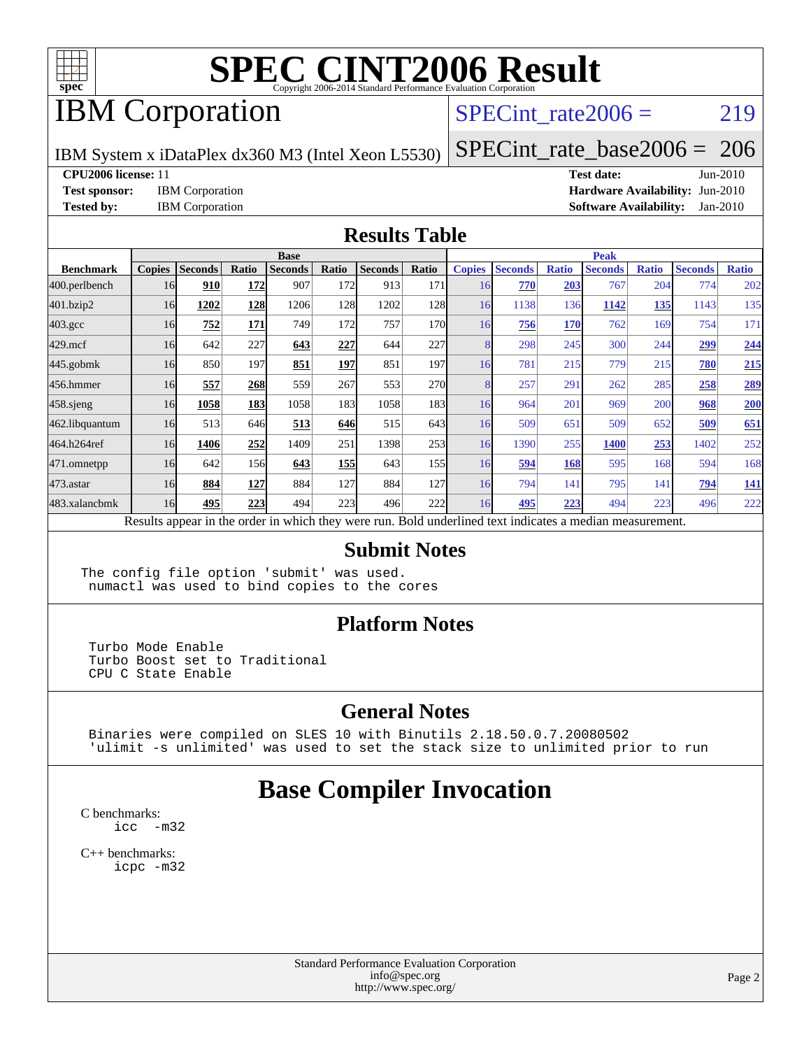# SPEC CINT2006 Result

Copyright 2006-2014 Standard Performance Evaluation Corporation

# IBM Corporation

IBM System x iDataPlex dx360 M3 (Intel Xeon L5530)

SPECint_rate2006 = 219

SPECint_rate_base2006 = 206

**CPU2006 license:** 11

**Test sponsor:** IBM Corporation

**Tested by:** IBM Corporation

**Test date:** Jun-2010

**Hardware Availability:** Jun-2010

**Software Availability:** Jan-2010

## Results Table

| Benchmark | Base | | | | | | | Peak | | | | | | |
|---|---|---|---|---|---|---|---|---|---|---|---|---|---|---|
| | Copies | Seconds | Ratio | Seconds | Ratio | Seconds | Ratio | Copies | Seconds | Ratio | Seconds | Ratio | Seconds | Ratio |
| 400.perlbench | 16 | **910** | **172** | 907 | 172 | 913 | 171 | 16 | **770** | **203** | 767 | 204 | 774 | 202 |
| 401.bzip2 | 16 | **1202** | **128** | 1206 | 128 | 1202 | 128 | 16 | 1138 | 136 | **1142** | **135** | 1143 | 135 |
| 403.gcc | 16 | **752** | **171** | 749 | 172 | 757 | 170 | 16 | **756** | **170** | 762 | 169 | 754 | 171 |
| 429.mcf | 16 | 642 | 227 | **643** | **227** | 644 | 227 | 8 | 298 | 245 | 300 | 244 | **299** | **244** |
| 445.gobmk | 16 | 850 | 197 | **851** | **197** | 851 | 197 | 16 | 781 | 215 | 779 | 215 | **780** | **215** |
| 456.hmmer | 16 | **557** | **268** | 559 | 267 | 553 | 270 | 8 | 257 | 291 | 262 | 285 | **258** | **289** |
| 458.sjeng | 16 | **1058** | **183** | 1058 | 183 | 1058 | 183 | 16 | 964 | 201 | 969 | 200 | **968** | **200** |
| 462.libquantum | 16 | 513 | 646 | **513** | **646** | 515 | 643 | 16 | 509 | 651 | 509 | 652 | **509** | **651** |
| 464.h264ref | 16 | **1406** | **252** | 1409 | 251 | 1398 | 253 | 16 | 1390 | 255 | **1400** | **253** | 1402 | 252 |
| 471.omnetpp | 16 | 642 | 156 | **643** | **155** | 643 | 155 | 16 | **594** | **168** | 595 | 168 | 594 | 168 |
| 473.astar | 16 | **884** | **127** | 884 | 127 | 884 | 127 | 16 | 794 | 141 | 795 | 141 | **794** | **141** |
| 483.xalancbmk | 16 | **495** | **223** | 494 | 223 | 496 | 222 | 16 | **495** | **223** | 494 | 223 | 496 | 222 |

Results appear in the order in which they were run. Bold underlined text indicates a median measurement.

## Submit Notes

```
The config file option 'submit' was used.
 numactl was used to bind copies to the cores
```

## Platform Notes

```
Turbo Mode Enable
Turbo Boost set to Traditional
CPU C State Enable
```

## General Notes

```
Binaries were compiled on SLES 10 with Binutils 2.18.50.0.7.20080502
'ulimit -s unlimited' was used to set the stack size to unlimited prior to run
```

# Base Compiler Invocation

C benchmarks:

```
icc  -m32
```

C++ benchmarks:

```
icpc -m32
```

Standard Performance Evaluation Corporation
info@spec.org
http://www.spec.org/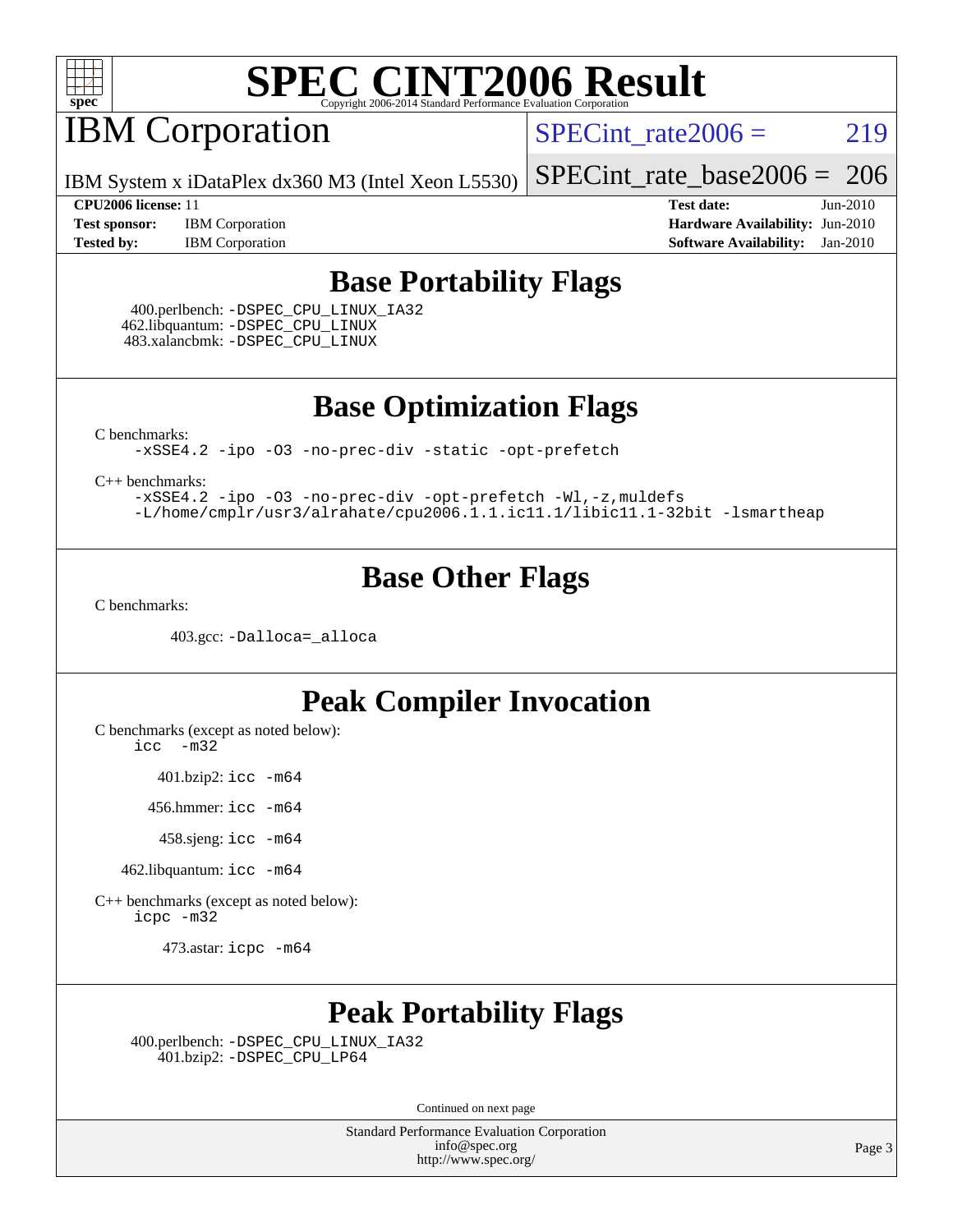# SPEC CINT2006 Result

Copyright 2006-2014 Standard Performance Evaluation Corporation

# IBM Corporation

IBM System x iDataPlex dx360 M3 (Intel Xeon L5530)

SPECint_rate2006 = 219

SPECint_rate_base2006 = 206

**CPU2006 license:** 11
**Test sponsor:** IBM Corporation
**Tested by:** IBM Corporation

**Test date:** Jun-2010
**Hardware Availability:** Jun-2010
**Software Availability:** Jan-2010

## Base Portability Flags

400.perlbench: -DSPEC_CPU_LINUX_IA32
462.libquantum: -DSPEC_CPU_LINUX
483.xalancbmk: -DSPEC_CPU_LINUX

## Base Optimization Flags

C benchmarks:

```
-xSSE4.2 -ipo -O3 -no-prec-div -static -opt-prefetch
```

C++ benchmarks:

```
-xSSE4.2 -ipo -O3 -no-prec-div -opt-prefetch -Wl,-z,muldefs
-L/home/cmplr/usr3/alrahate/cpu2006.1.1.ic11.1/libic11.1-32bit -lsmartheap
```

## Base Other Flags

C benchmarks:

403.gcc: -Dalloca=_alloca

## Peak Compiler Invocation

C benchmarks (except as noted below):

icc -m32

401.bzip2: icc -m64

456.hmmer: icc -m64

458.sjeng: icc -m64

462.libquantum: icc -m64

C++ benchmarks (except as noted below):

icpc -m32

473.astar: icpc -m64

## Peak Portability Flags

400.perlbench: -DSPEC_CPU_LINUX_IA32
401.bzip2: -DSPEC_CPU_LP64

Continued on next page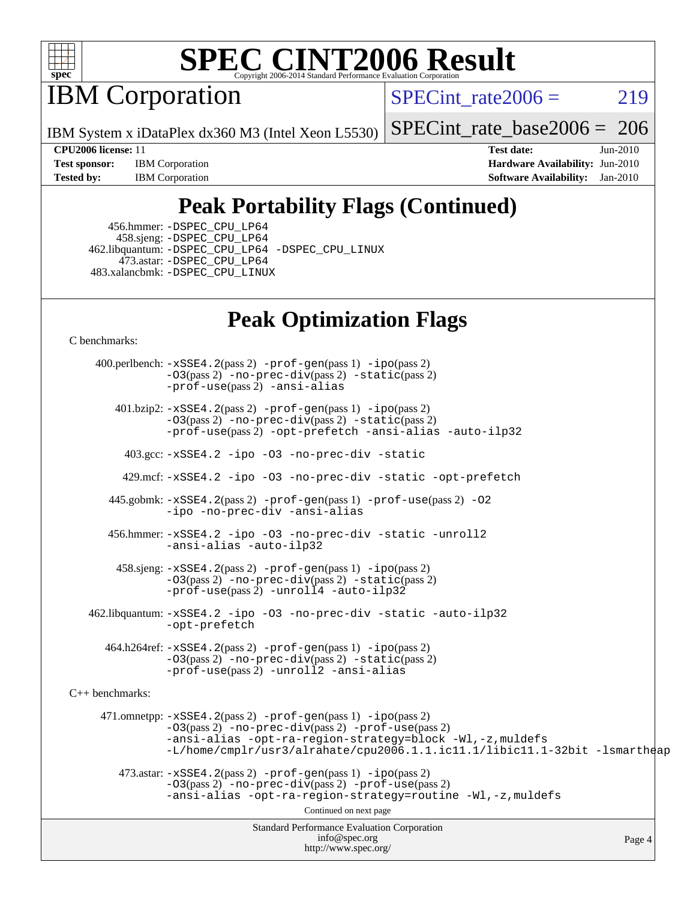# SPEC CINT2006 Result

# IBM Corporation

IBM System x iDataPlex dx360 M3 (Intel Xeon L5530)

SPECint_rate2006 = 219

SPECint_rate_base2006 = 206

**CPU2006 license:** 11
**Test sponsor:** IBM Corporation
**Tested by:** IBM Corporation

**Test date:** Jun-2010
**Hardware Availability:** Jun-2010
**Software Availability:** Jan-2010

## Peak Portability Flags (Continued)

456.hmmer: -DSPEC_CPU_LP64
458.sjeng: -DSPEC_CPU_LP64
462.libquantum: -DSPEC_CPU_LP64 -DSPEC_CPU_LINUX
473.astar: -DSPEC_CPU_LP64
483.xalancbmk: -DSPEC_CPU_LINUX

## Peak Optimization Flags

C benchmarks:

400.perlbench: -xSSE4.2(pass 2) -prof-gen(pass 1) -ipo(pass 2) -O3(pass 2) -no-prec-div(pass 2) -static(pass 2) -prof-use(pass 2) -ansi-alias

401.bzip2: -xSSE4.2(pass 2) -prof-gen(pass 1) -ipo(pass 2) -O3(pass 2) -no-prec-div(pass 2) -static(pass 2) -prof-use(pass 2) -opt-prefetch -ansi-alias -auto-ilp32

403.gcc: -xSSE4.2 -ipo -O3 -no-prec-div -static

429.mcf: -xSSE4.2 -ipo -O3 -no-prec-div -static -opt-prefetch

445.gobmk: -xSSE4.2(pass 2) -prof-gen(pass 1) -prof-use(pass 2) -O2 -ipo -no-prec-div -ansi-alias

456.hmmer: -xSSE4.2 -ipo -O3 -no-prec-div -static -unroll2 -ansi-alias -auto-ilp32

458.sjeng: -xSSE4.2(pass 2) -prof-gen(pass 1) -ipo(pass 2) -O3(pass 2) -no-prec-div(pass 2) -static(pass 2) -prof-use(pass 2) -unroll4 -auto-ilp32

462.libquantum: -xSSE4.2 -ipo -O3 -no-prec-div -static -auto-ilp32 -opt-prefetch

464.h264ref: -xSSE4.2(pass 2) -prof-gen(pass 1) -ipo(pass 2) -O3(pass 2) -no-prec-div(pass 2) -static(pass 2) -prof-use(pass 2) -unroll2 -ansi-alias

C++ benchmarks:

471.omnetpp: -xSSE4.2(pass 2) -prof-gen(pass 1) -ipo(pass 2) -O3(pass 2) -no-prec-div(pass 2) -prof-use(pass 2) -ansi-alias -opt-ra-region-strategy=block -Wl,-z,muldefs -L/home/cmplr/usr3/alrahate/cpu2006.1.1.ic11.1/libic11.1-32bit -lsmartheap

473.astar: -xSSE4.2(pass 2) -prof-gen(pass 1) -ipo(pass 2) -O3(pass 2) -no-prec-div(pass 2) -prof-use(pass 2) -ansi-alias -opt-ra-region-strategy=routine -Wl,-z,muldefs

Continued on next page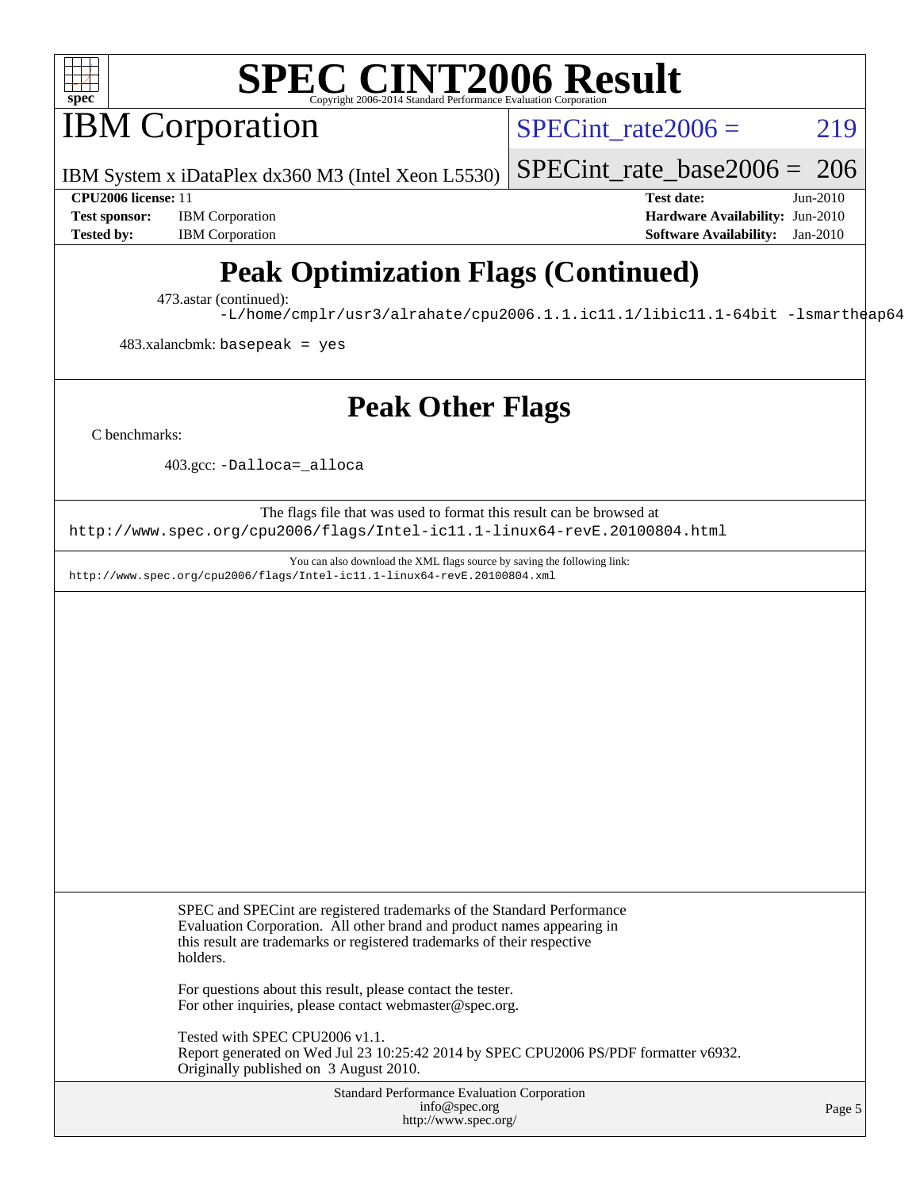# Peak Optimization Flags (Continued)

473.astar (continued):
`-L/home/cmplr/usr3/alrahate/cpu2006.1.1.ic11.1/libic11.1-64bit -lsmartheap64`

483.xalancbmk: `basepeak = yes`

# Peak Other Flags

C benchmarks:

403.gcc: `-Dalloca=_alloca`

The flags file that was used to format this result can be browsed at
`http://www.spec.org/cpu2006/flags/Intel-ic11.1-linux64-revE.20100804.html`

You can also download the XML flags source by saving the following link:
`http://www.spec.org/cpu2006/flags/Intel-ic11.1-linux64-revE.20100804.xml`

SPEC and SPECint are registered trademarks of the Standard Performance Evaluation Corporation. All other brand and product names appearing in this result are trademarks or registered trademarks of their respective holders.

For questions about this result, please contact the tester.
For other inquiries, please contact webmaster@spec.org.

Tested with SPEC CPU2006 v1.1.
Report generated on Wed Jul 23 10:25:42 2014 by SPEC CPU2006 PS/PDF formatter v6932.
Originally published on 3 August 2010.